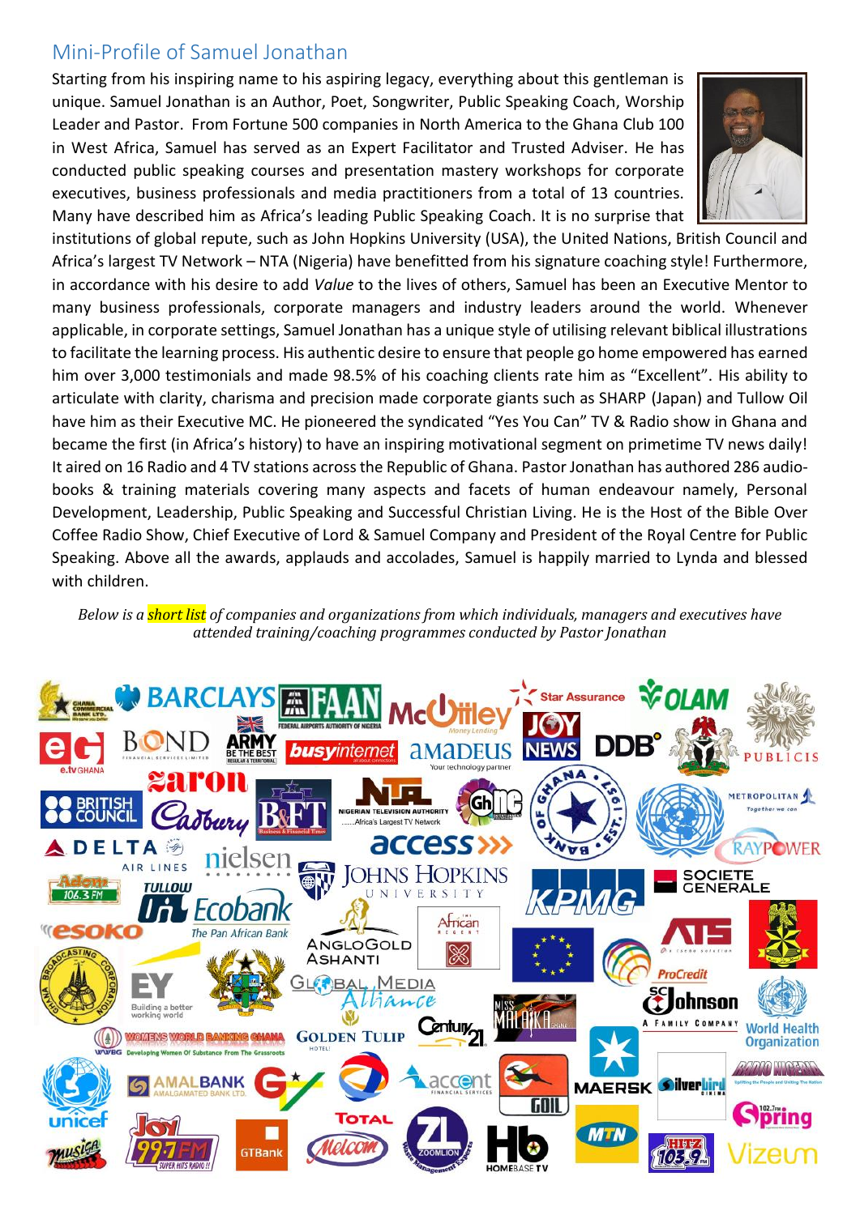## Mini-Profile of Samuel Jonathan

Starting from his inspiring name to his aspiring legacy, everything about this gentleman is unique. Samuel Jonathan is an Author, Poet, Songwriter, Public Speaking Coach, Worship Leader and Pastor. From Fortune 500 companies in North America to the Ghana Club 100 in West Africa, Samuel has served as an Expert Facilitator and Trusted Adviser. He has conducted public speaking courses and presentation mastery workshops for corporate executives, business professionals and media practitioners from a total of 13 countries. Many have described him as Africa's leading Public Speaking Coach. It is no surprise that institutions of global repute, such as John Hopkins University (USA), the United Nations, British Council and Africa's largest TV Network – NTA (Nigeria) have benefitted from his signature coaching style! Furthermore, in accordance with his desire to add *Value* to the lives of others, Samuel has been an Executive Mentor to many business professionals, corporate managers and industry leaders around the world. Whenever applicable, in corporate settings, Samuel Jonathan has a unique style of utilising relevant biblical illustrations to facilitate the learning process. His authentic desire to ensure that people go home empowered has earned him over 3,000 testimonials and made 98.5% of his coaching clients rate him as "Excellent". His ability to articulate with clarity, charisma and precision made corporate giants such as SHARP (Japan) and Tullow Oil have him as their Executive MC. He pioneered the syndicated "Yes You Can" TV & Radio show in Ghana and became the first (in Africa's history) to have an inspiring motivational segment on primetime TV news daily! It aired on 16 Radio and 4 TV stations across the Republic of Ghana. Pastor Jonathan has authored 286 audio-books & training materials covering many aspects and facets of human endeavour namely, Personal Development, Leadership, Public Speaking and Successful Christian Living. He is the Host of the Bible Over Coffee Radio Show, Chief Executive of Lord & Samuel Company and President of the Royal Centre for Public Speaking. Above all the awards, applauds and accolades, Samuel is happily married to Lynda and blessed with children.

*Below is a short list of companies and organizations from which individuals, managers and executives have attended training/coaching programmes conducted by Pastor Jonathan*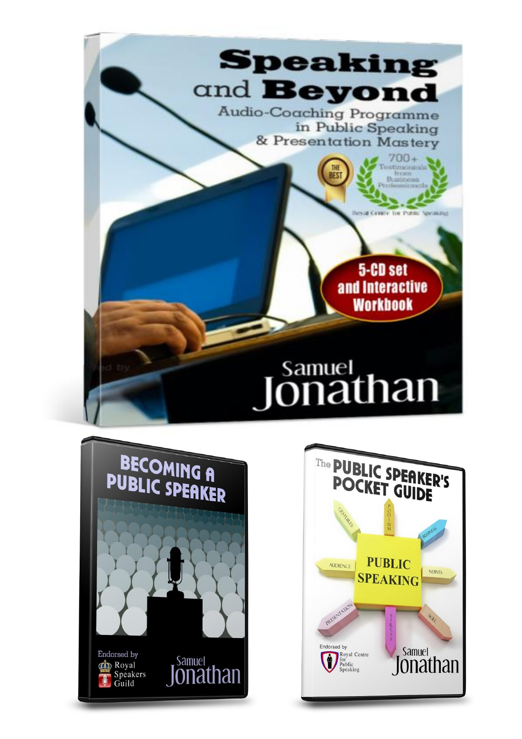# Speaking and Beyond

Audio-Coaching Programme in Public Speaking & Presentation Mastery

THE BEST

700+ Testimonials from Business Professionals

Royal Centre for Public Speaking

5-CD set and Interactive Workbook

Samuel Jonathan

# BECOMING A PUBLIC SPEAKER

Endorsed by Royal Speakers Guild

Samuel Jonathan

# The PUBLIC SPEAKER'S POCKET GUIDE

GESTURES · PODIUM · BUSINESS · AUDIENCE · PUBLIC SPEAKING · NERVES · PRESENTATION · STRESS · SKILL

Endorsed by Royal Centre for Public Speaking

Samuel Jonathan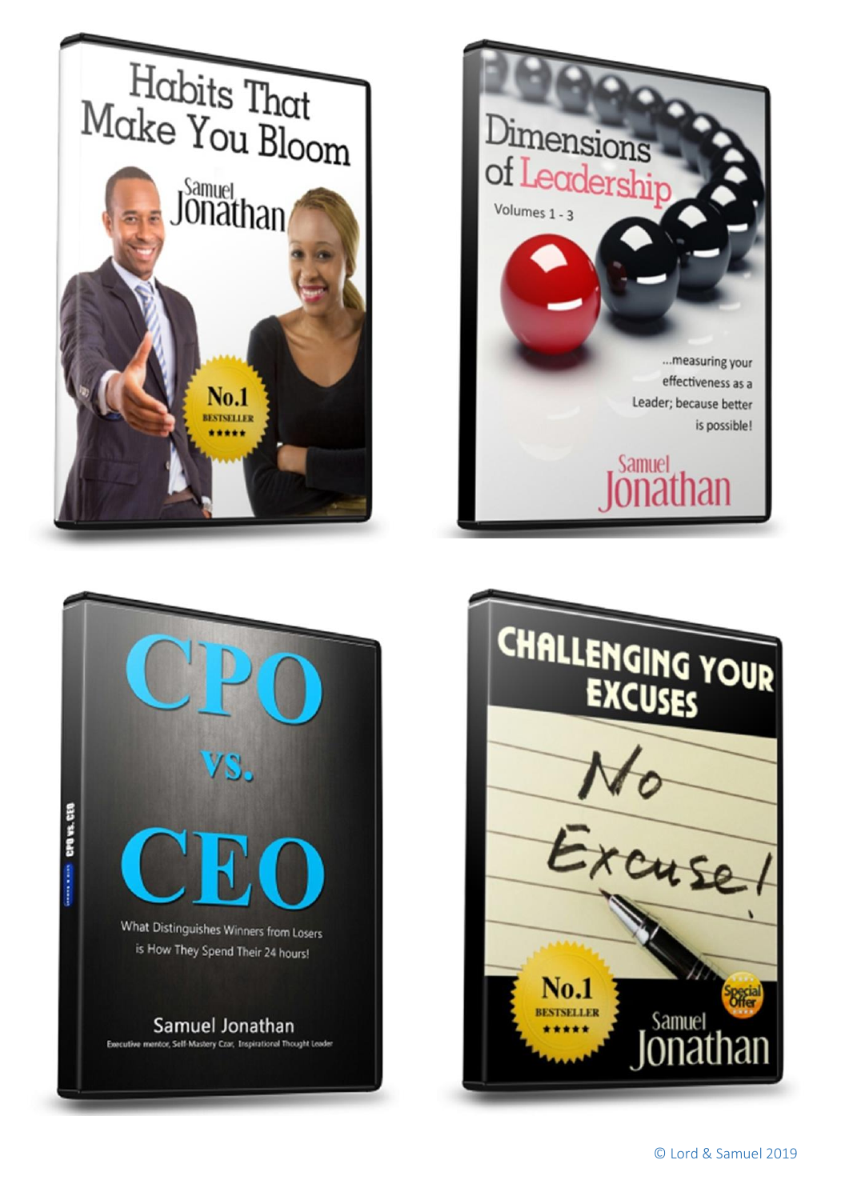Habits That Make You Bloom

Samuel Jonathan

No.1 BESTSELLER ★★★★★

Dimensions of Leadership

Volumes 1 - 3

...measuring your effectiveness as a Leader; because better is possible!

Samuel Jonathan

CPO vs. CEO

What Distinguishes Winners from Losers is How They Spend Their 24 hours!

Samuel Jonathan

Executive mentor, Self-Mastery Czar, Inspirational Thought Leader

CHALLENGING YOUR EXCUSES

No Excuse!

No.1 BESTSELLER ★★★★★

Special Offer

Samuel Jonathan

© Lord & Samuel 2019